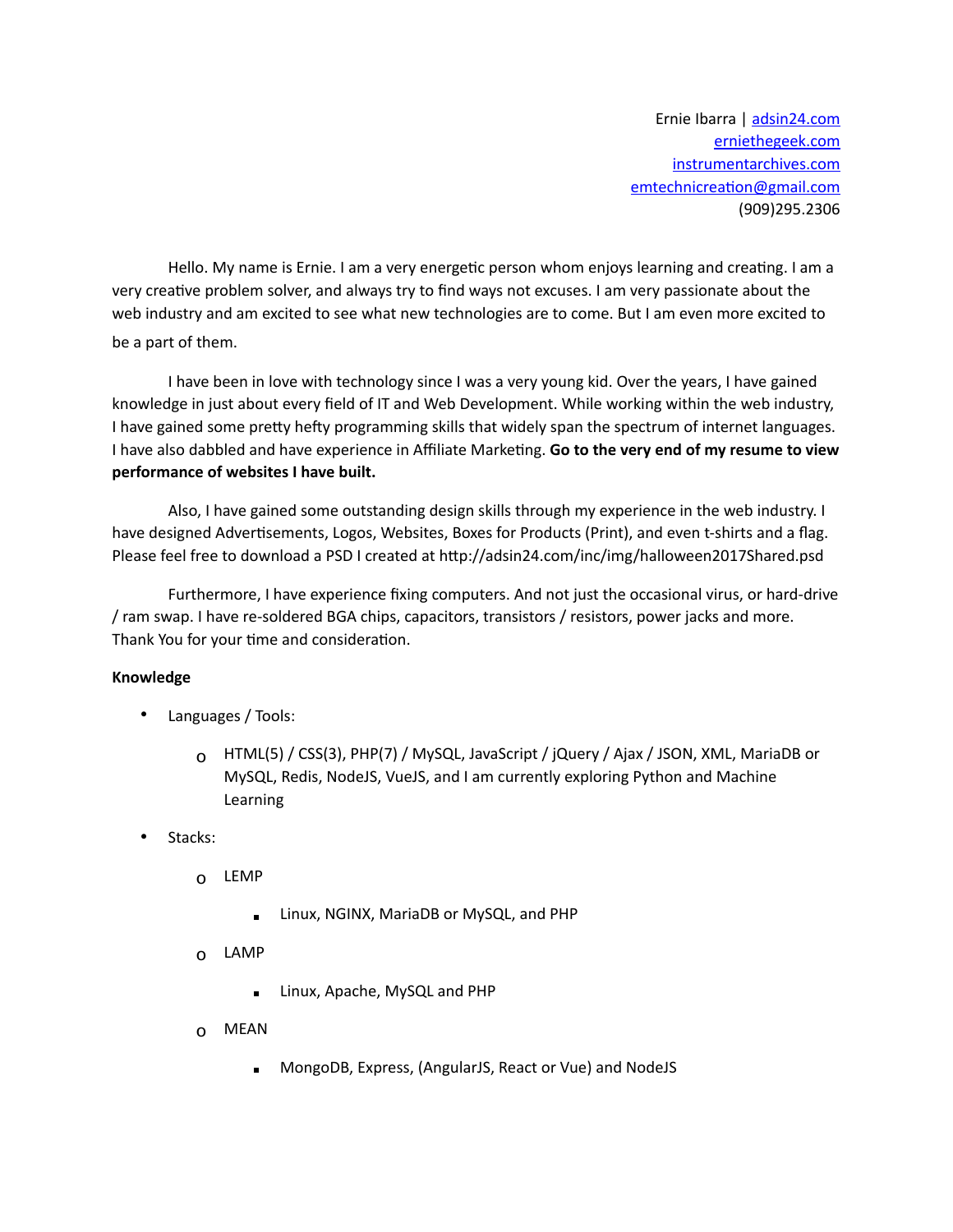Ernie Ibarra | [adsin24.com](http://adsin24.com)
[erniethegeek.com](http://erniethegeek.com)
[instrumentarchives.com](http://instrumentarchives.com)
[emtechnicreation@gmail.com](mailto:emtechnicreation@gmail.com)
(909)295.2306

Hello. My name is Ernie. I am a very energetic person whom enjoys learning and creating. I am a very creative problem solver, and always try to find ways not excuses. I am very passionate about the web industry and am excited to see what new technologies are to come. But I am even more excited to be a part of them.

I have been in love with technology since I was a very young kid. Over the years, I have gained knowledge in just about every field of IT and Web Development. While working within the web industry, I have gained some pretty hefty programming skills that widely span the spectrum of internet languages. I have also dabbled and have experience in Affiliate Marketing. **Go to the very end of my resume to view performance of websites I have built.**

Also, I have gained some outstanding design skills through my experience in the web industry. I have designed Advertisements, Logos, Websites, Boxes for Products (Print), and even t-shirts and a flag. Please feel free to download a PSD I created at http://adsin24.com/inc/img/halloween2017Shared.psd

Furthermore, I have experience fixing computers. And not just the occasional virus, or hard-drive / ram swap. I have re-soldered BGA chips, capacitors, transistors / resistors, power jacks and more. Thank You for your time and consideration.

**Knowledge**

- Languages / Tools:
  - HTML(5) / CSS(3), PHP(7) / MySQL, JavaScript / jQuery / Ajax / JSON, XML, MariaDB or MySQL, Redis, NodeJS, VueJS, and I am currently exploring Python and Machine Learning
- Stacks:
  - LEMP
    - Linux, NGINX, MariaDB or MySQL, and PHP
  - LAMP
    - Linux, Apache, MySQL and PHP
  - MEAN
    - MongoDB, Express, (AngularJS, React or Vue) and NodeJS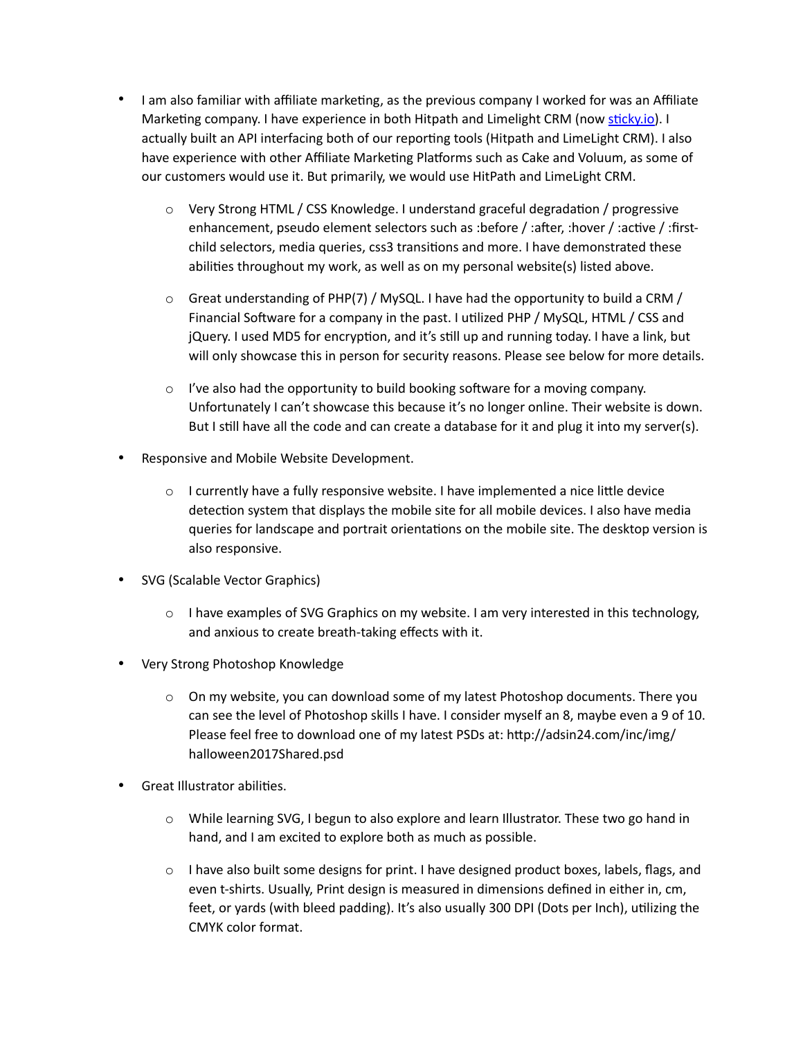- I am also familiar with affiliate marketing, as the previous company I worked for was an Affiliate Marketing company. I have experience in both Hitpath and Limelight CRM (now [sticky.io](sticky.io)). I actually built an API interfacing both of our reporting tools (Hitpath and LimeLight CRM). I also have experience with other Affiliate Marketing Platforms such as Cake and Voluum, as some of our customers would use it. But primarily, we would use HitPath and LimeLight CRM.

    - Very Strong HTML / CSS Knowledge. I understand graceful degradation / progressive enhancement, pseudo element selectors such as :before / :after, :hover / :active / :first-child selectors, media queries, css3 transitions and more. I have demonstrated these abilities throughout my work, as well as on my personal website(s) listed above.

    - Great understanding of PHP(7) / MySQL. I have had the opportunity to build a CRM / Financial Software for a company in the past. I utilized PHP / MySQL, HTML / CSS and jQuery. I used MD5 for encryption, and it's still up and running today. I have a link, but will only showcase this in person for security reasons. Please see below for more details.

    - I've also had the opportunity to build booking software for a moving company. Unfortunately I can't showcase this because it's no longer online. Their website is down. But I still have all the code and can create a database for it and plug it into my server(s).

- Responsive and Mobile Website Development.

    - I currently have a fully responsive website. I have implemented a nice little device detection system that displays the mobile site for all mobile devices. I also have media queries for landscape and portrait orientations on the mobile site. The desktop version is also responsive.

- SVG (Scalable Vector Graphics)

    - I have examples of SVG Graphics on my website. I am very interested in this technology, and anxious to create breath-taking effects with it.

- Very Strong Photoshop Knowledge

    - On my website, you can download some of my latest Photoshop documents. There you can see the level of Photoshop skills I have. I consider myself an 8, maybe even a 9 of 10. Please feel free to download one of my latest PSDs at: http://adsin24.com/inc/img/halloween2017Shared.psd

- Great Illustrator abilities.

    - While learning SVG, I begun to also explore and learn Illustrator. These two go hand in hand, and I am excited to explore both as much as possible.

    - I have also built some designs for print. I have designed product boxes, labels, flags, and even t-shirts. Usually, Print design is measured in dimensions defined in either in, cm, feet, or yards (with bleed padding). It's also usually 300 DPI (Dots per Inch), utilizing the CMYK color format.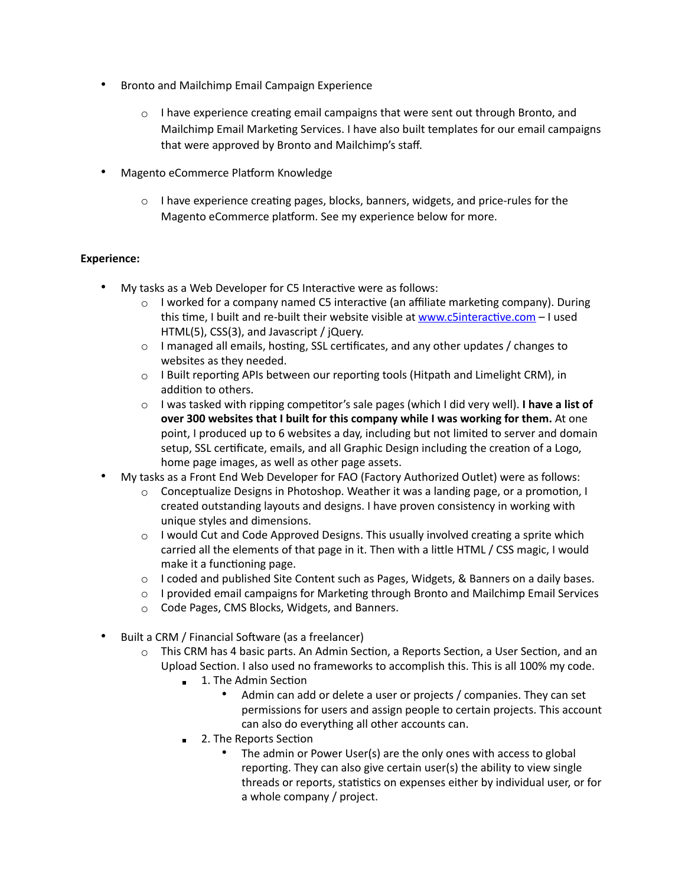- Bronto and Mailchimp Email Campaign Experience

    - I have experience creating email campaigns that were sent out through Bronto, and Mailchimp Email Marketing Services. I have also built templates for our email campaigns that were approved by Bronto and Mailchimp's staff.

- Magento eCommerce Platform Knowledge

    - I have experience creating pages, blocks, banners, widgets, and price-rules for the Magento eCommerce platform. See my experience below for more.

**Experience:**

- My tasks as a Web Developer for C5 Interactive were as follows:
    - I worked for a company named C5 interactive (an affiliate marketing company). During this time, I built and re-built their website visible at [www.c5interactive.com](http://www.c5interactive.com) – I used HTML(5), CSS(3), and Javascript / jQuery.
    - I managed all emails, hosting, SSL certificates, and any other updates / changes to websites as they needed.
    - I Built reporting APIs between our reporting tools (Hitpath and Limelight CRM), in addition to others.
    - I was tasked with ripping competitor's sale pages (which I did very well). **I have a list of over 300 websites that I built for this company while I was working for them.** At one point, I produced up to 6 websites a day, including but not limited to server and domain setup, SSL certificate, emails, and all Graphic Design including the creation of a Logo, home page images, as well as other page assets.
- My tasks as a Front End Web Developer for FAO (Factory Authorized Outlet) were as follows:
    - Conceptualize Designs in Photoshop. Weather it was a landing page, or a promotion, I created outstanding layouts and designs. I have proven consistency in working with unique styles and dimensions.
    - I would Cut and Code Approved Designs. This usually involved creating a sprite which carried all the elements of that page in it. Then with a little HTML / CSS magic, I would make it a functioning page.
    - I coded and published Site Content such as Pages, Widgets, & Banners on a daily bases.
    - I provided email campaigns for Marketing through Bronto and Mailchimp Email Services
    - Code Pages, CMS Blocks, Widgets, and Banners.

- Built a CRM / Financial Software (as a freelancer)
    - This CRM has 4 basic parts. An Admin Section, a Reports Section, a User Section, and an Upload Section. I also used no frameworks to accomplish this. This is all 100% my code.
        - 1. The Admin Section
            - Admin can add or delete a user or projects / companies. They can set permissions for users and assign people to certain projects. This account can also do everything all other accounts can.
        - 2. The Reports Section
            - The admin or Power User(s) are the only ones with access to global reporting. They can also give certain user(s) the ability to view single threads or reports, statistics on expenses either by individual user, or for a whole company / project.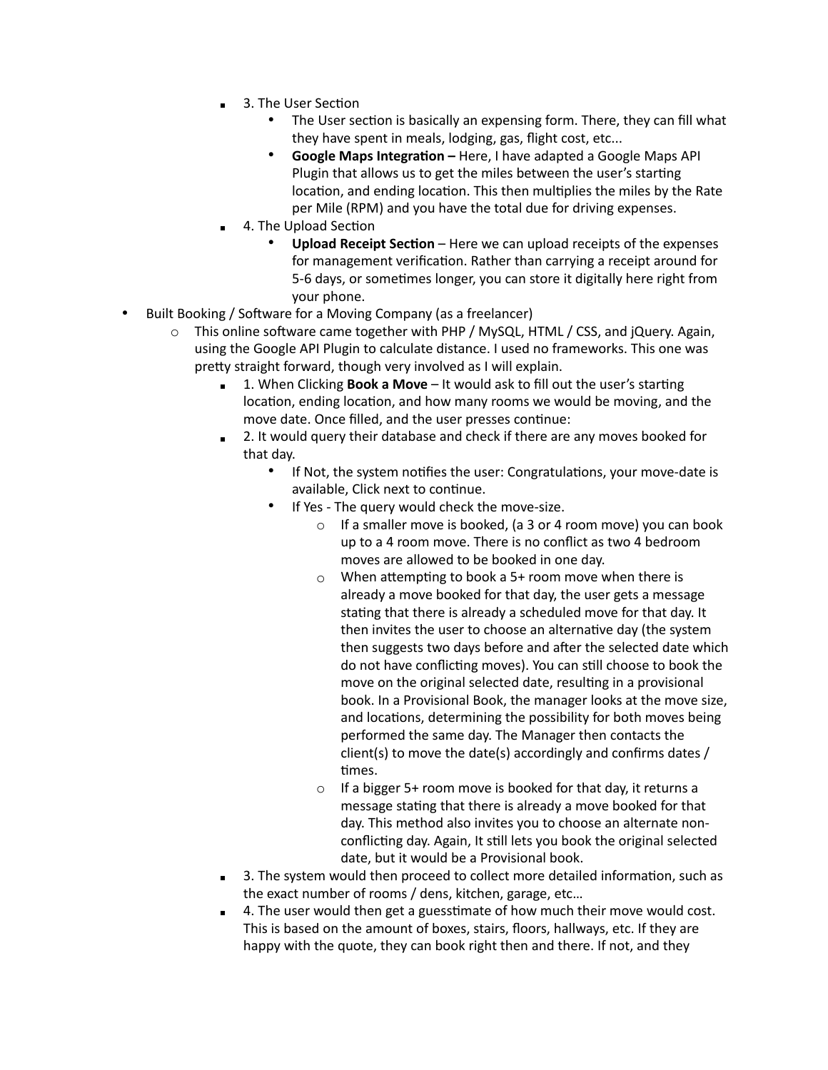- 3. The User Section
  - The User section is basically an expensing form. There, they can fill what they have spent in meals, lodging, gas, flight cost, etc...
  - **Google Maps Integration –** Here, I have adapted a Google Maps API Plugin that allows us to get the miles between the user's starting location, and ending location. This then multiplies the miles by the Rate per Mile (RPM) and you have the total due for driving expenses.
- 4. The Upload Section
  - **Upload Receipt Section** – Here we can upload receipts of the expenses for management verification. Rather than carrying a receipt around for 5-6 days, or sometimes longer, you can store it digitally here right from your phone.

- Built Booking / Software for a Moving Company (as a freelancer)
  - This online software came together with PHP / MySQL, HTML / CSS, and jQuery. Again, using the Google API Plugin to calculate distance. I used no frameworks. This one was pretty straight forward, though very involved as I will explain.
    - 1. When Clicking **Book a Move** – It would ask to fill out the user's starting location, ending location, and how many rooms we would be moving, and the move date. Once filled, and the user presses continue:
    - 2. It would query their database and check if there are any moves booked for that day.
      - If Not, the system notifies the user: Congratulations, your move-date is available, Click next to continue.
      - If Yes - The query would check the move-size.
        - If a smaller move is booked, (a 3 or 4 room move) you can book up to a 4 room move. There is no conflict as two 4 bedroom moves are allowed to be booked in one day.
        - When attempting to book a 5+ room move when there is already a move booked for that day, the user gets a message stating that there is already a scheduled move for that day. It then invites the user to choose an alternative day (the system then suggests two days before and after the selected date which do not have conflicting moves). You can still choose to book the move on the original selected date, resulting in a provisional book. In a Provisional Book, the manager looks at the move size, and locations, determining the possibility for both moves being performed the same day. The Manager then contacts the client(s) to move the date(s) accordingly and confirms dates / times.
        - If a bigger 5+ room move is booked for that day, it returns a message stating that there is already a move booked for that day. This method also invites you to choose an alternate non-conflicting day. Again, It still lets you book the original selected date, but it would be a Provisional book.
    - 3. The system would then proceed to collect more detailed information, such as the exact number of rooms / dens, kitchen, garage, etc…
    - 4. The user would then get a guesstimate of how much their move would cost. This is based on the amount of boxes, stairs, floors, hallways, etc. If they are happy with the quote, they can book right then and there. If not, and they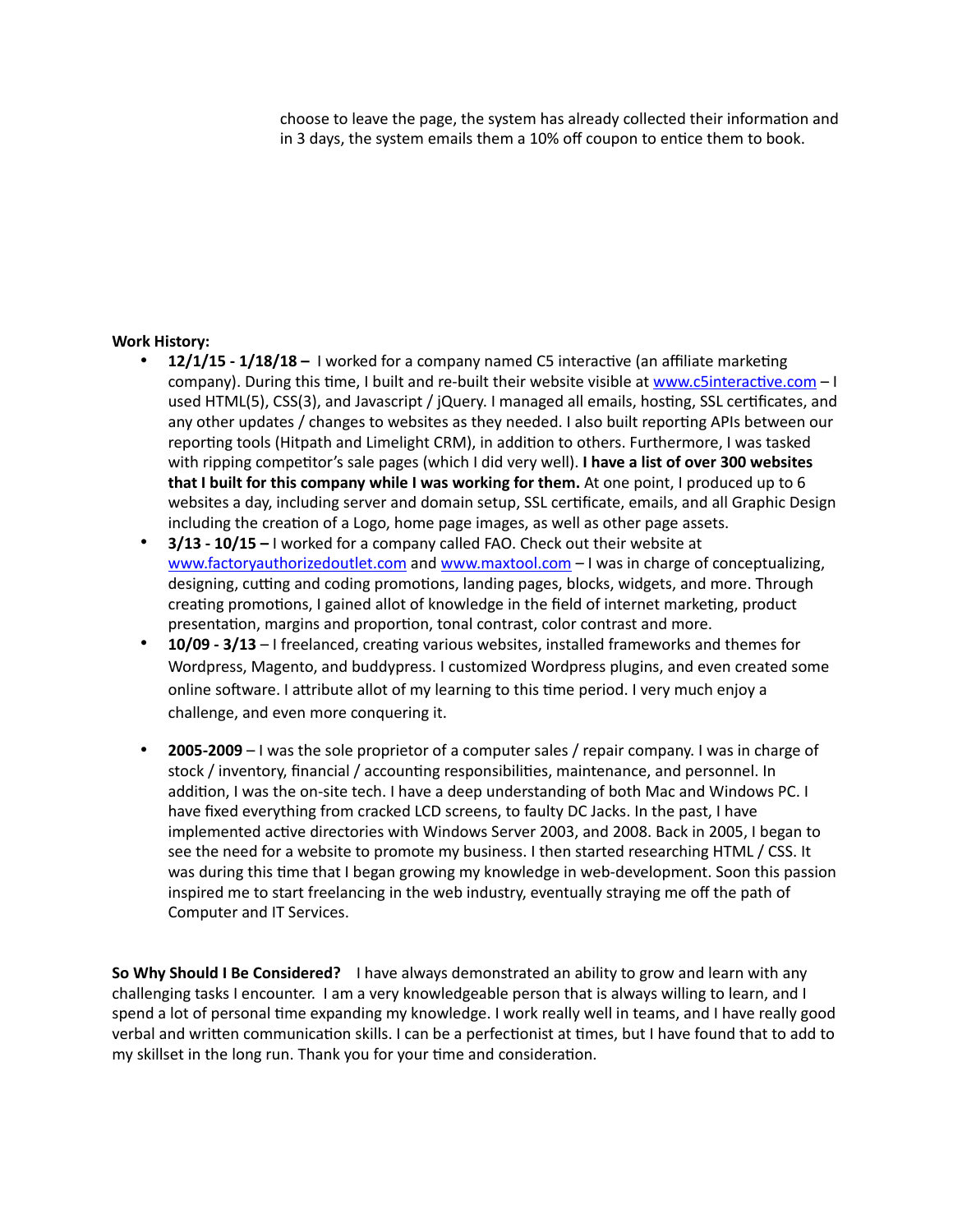choose to leave the page, the system has already collected their information and in 3 days, the system emails them a 10% off coupon to entice them to book.

**Work History:**

- **12/1/15 - 1/18/18 –** I worked for a company named C5 interactive (an affiliate marketing company). During this time, I built and re-built their website visible at www.c5interactive.com – I used HTML(5), CSS(3), and Javascript / jQuery. I managed all emails, hosting, SSL certificates, and any other updates / changes to websites as they needed. I also built reporting APIs between our reporting tools (Hitpath and Limelight CRM), in addition to others. Furthermore, I was tasked with ripping competitor's sale pages (which I did very well). **I have a list of over 300 websites that I built for this company while I was working for them.** At one point, I produced up to 6 websites a day, including server and domain setup, SSL certificate, emails, and all Graphic Design including the creation of a Logo, home page images, as well as other page assets.
- **3/13 - 10/15 –** I worked for a company called FAO. Check out their website at www.factoryauthorizedoutlet.com and www.maxtool.com – I was in charge of conceptualizing, designing, cutting and coding promotions, landing pages, blocks, widgets, and more. Through creating promotions, I gained allot of knowledge in the field of internet marketing, product presentation, margins and proportion, tonal contrast, color contrast and more.
- **10/09 - 3/13** – I freelanced, creating various websites, installed frameworks and themes for Wordpress, Magento, and buddypress. I customized Wordpress plugins, and even created some online software. I attribute allot of my learning to this time period. I very much enjoy a challenge, and even more conquering it.
- **2005-2009** – I was the sole proprietor of a computer sales / repair company. I was in charge of stock / inventory, financial / accounting responsibilities, maintenance, and personnel. In addition, I was the on-site tech. I have a deep understanding of both Mac and Windows PC. I have fixed everything from cracked LCD screens, to faulty DC Jacks. In the past, I have implemented active directories with Windows Server 2003, and 2008. Back in 2005, I began to see the need for a website to promote my business. I then started researching HTML / CSS. It was during this time that I began growing my knowledge in web-development. Soon this passion inspired me to start freelancing in the web industry, eventually straying me off the path of Computer and IT Services.

**So Why Should I Be Considered?** I have always demonstrated an ability to grow and learn with any challenging tasks I encounter. I am a very knowledgeable person that is always willing to learn, and I spend a lot of personal time expanding my knowledge. I work really well in teams, and I have really good verbal and written communication skills. I can be a perfectionist at times, but I have found that to add to my skillset in the long run. Thank you for your time and consideration.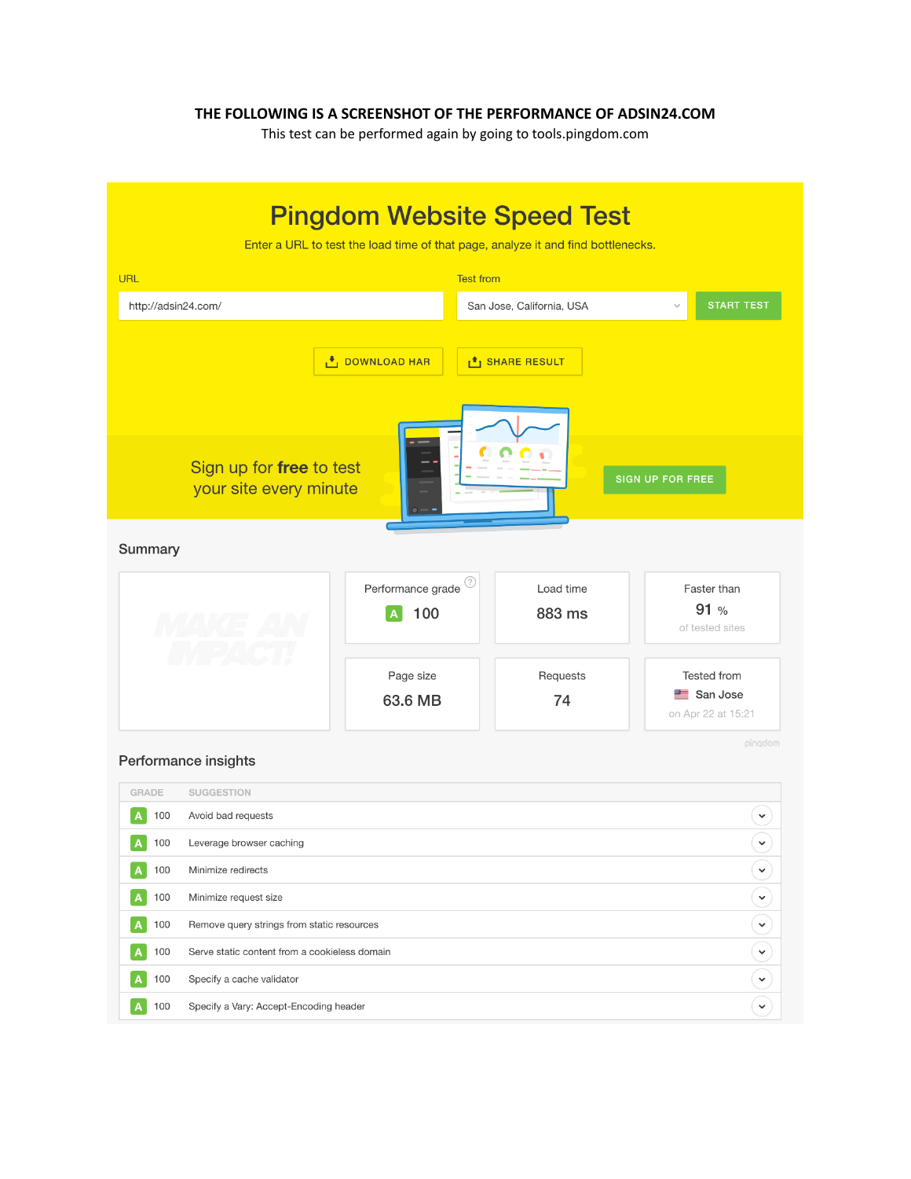**THE FOLLOWING IS A SCREENSHOT OF THE PERFORMANCE OF ADSIN24.COM**

This test can be performed again by going to tools.pingdom.com

# Pingdom Website Speed Test

Enter a URL to test the load time of that page, analyze it and find bottlenecks.

URL: http://adsin24.com/

Test from: San Jose, California, USA

START TEST

DOWNLOAD HAR

SHARE RESULT

Sign up for **free** to test your site every minute

SIGN UP FOR FREE

## Summary

MAKE AN IMPACT!

| | | |
|---|---|---|
| Performance grade: A 100 | Load time: 883 ms | Faster than 91 % of tested sites |
| Page size: 63.6 MB | Requests: 74 | Tested from San Jose on Apr 22 at 15:21 |

pingdom

## Performance insights

| GRADE | | SUGGESTION |
|---|---|---|
| A | 100 | Avoid bad requests |
| A | 100 | Leverage browser caching |
| A | 100 | Minimize redirects |
| A | 100 | Minimize request size |
| A | 100 | Remove query strings from static resources |
| A | 100 | Serve static content from a cookieless domain |
| A | 100 | Specify a cache validator |
| A | 100 | Specify a Vary: Accept-Encoding header |